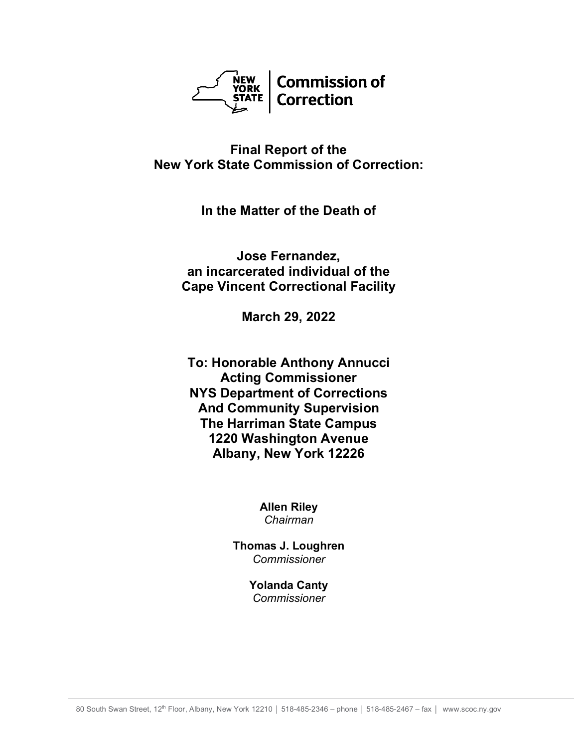NEW YORK STATE | Commission of Correction

# Final Report of the New York State Commission of Correction:

## In the Matter of the Death of

## Jose Fernandez, an incarcerated individual of the Cape Vincent Correctional Facility

## March 29, 2022

**To: Honorable Anthony Annucci**
**Acting Commissioner**
**NYS Department of Corrections**
**And Community Supervision**
**The Harriman State Campus**
**1220 Washington Avenue**
**Albany, New York 12226**

**Allen Riley**
*Chairman*

**Thomas J. Loughren**
*Commissioner*

**Yolanda Canty**
*Commissioner*

80 South Swan Street, 12th Floor, Albany, New York 12210 │ 518-485-2346 – phone │ 518-485-2467 – fax │ www.scoc.ny.gov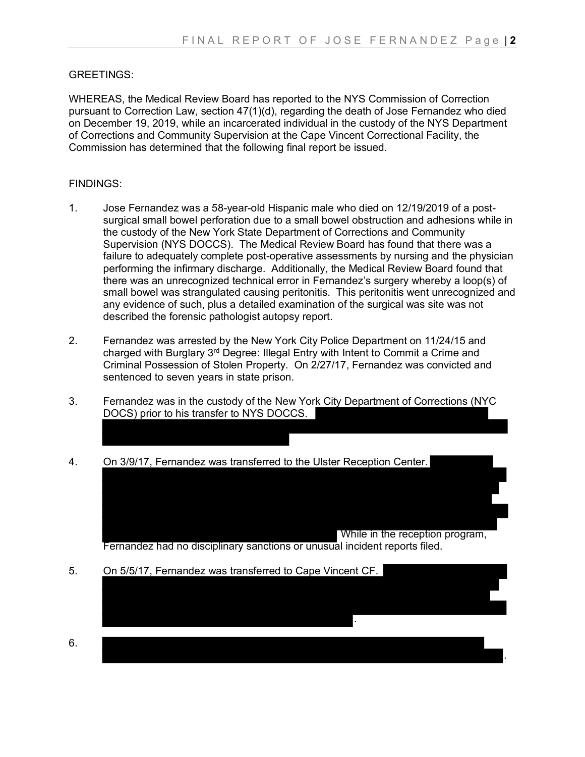GREETINGS:

WHEREAS, the Medical Review Board has reported to the NYS Commission of Correction pursuant to Correction Law, section 47(1)(d), regarding the death of Jose Fernandez who died on December 19, 2019, while an incarcerated individual in the custody of the NYS Department of Corrections and Community Supervision at the Cape Vincent Correctional Facility, the Commission has determined that the following final report be issued.

FINDINGS:

1. Jose Fernandez was a 58-year-old Hispanic male who died on 12/19/2019 of a post-surgical small bowel perforation due to a small bowel obstruction and adhesions while in the custody of the New York State Department of Corrections and Community Supervision (NYS DOCCS). The Medical Review Board has found that there was a failure to adequately complete post-operative assessments by nursing and the physician performing the infirmary discharge. Additionally, the Medical Review Board found that there was an unrecognized technical error in Fernandez's surgery whereby a loop(s) of small bowel was strangulated causing peritonitis. This peritonitis went unrecognized and any evidence of such, plus a detailed examination of the surgical was site was not described the forensic pathologist autopsy report.

2. Fernandez was arrested by the New York City Police Department on 11/24/15 and charged with Burglary 3rd Degree: Illegal Entry with Intent to Commit a Crime and Criminal Possession of Stolen Property. On 2/27/17, Fernandez was convicted and sentenced to seven years in state prison.

3. Fernandez was in the custody of the New York City Department of Corrections (NYC DOCS) prior to his transfer to NYS DOCCS. [REDACTED]

4. On 3/9/17, Fernandez was transferred to the Ulster Reception Center. [REDACTED] While in the reception program, Fernandez had no disciplinary sanctions or unusual incident reports filed.

5. On 5/5/17, Fernandez was transferred to Cape Vincent CF. [REDACTED].

6. [REDACTED].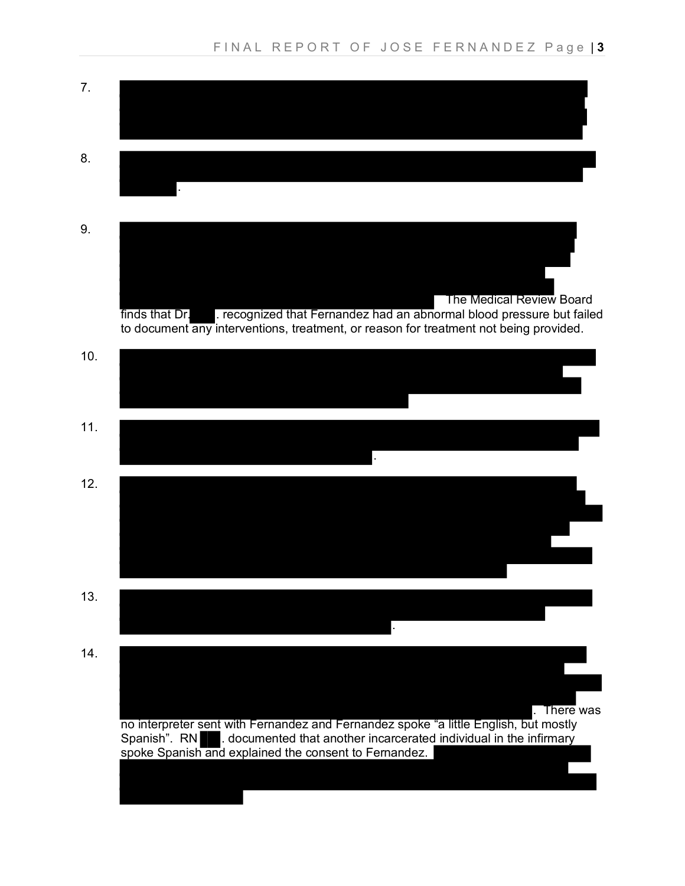7. ██████████████████████████████████████████████████████████

8. ██████████████████████████████████████████████████████████.

9. ██████████████████████████████████████████████████████████ The Medical Review Board finds that Dr.███. recognized that Fernandez had an abnormal blood pressure but failed to document any interventions, treatment, or reason for treatment not being provided.

10. ██████████████████████████████████████████████████████████

11. ██████████████████████████████████████████████████████████.

12. ██████████████████████████████████████████████████████████

13. ██████████████████████████████████████████████████████████.

14. ██████████████████████████████████████████████████████████. There was no interpreter sent with Fernandez and Fernandez spoke "a little English, but mostly Spanish". RN ██. documented that another incarcerated individual in the infirmary spoke Spanish and explained the consent to Fernandez. ██████████████████████████████████████████████████████████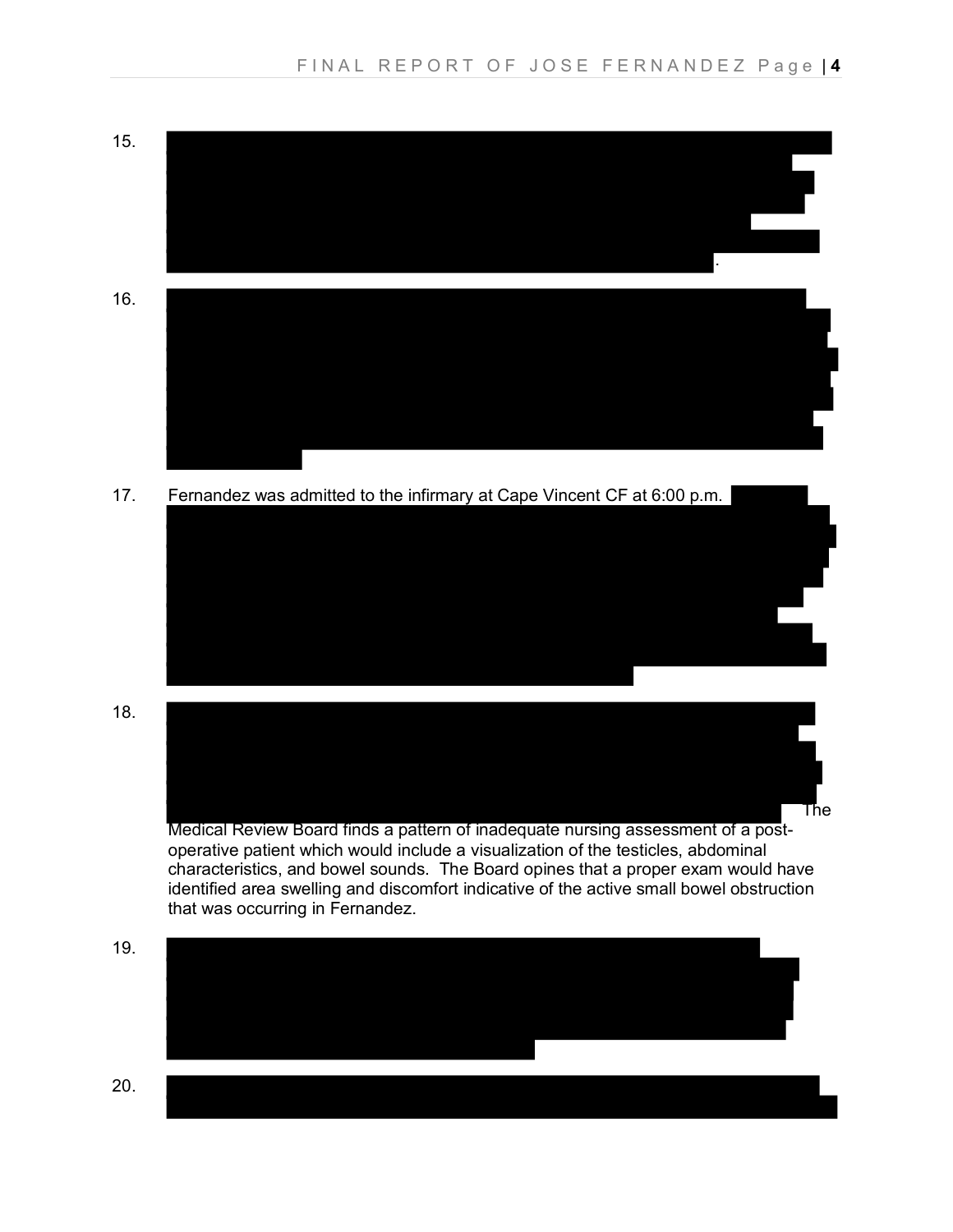15. .

16.

17. Fernandez was admitted to the infirmary at Cape Vincent CF at 6:00 p.m.

18. The Medical Review Board finds a pattern of inadequate nursing assessment of a post-operative patient which would include a visualization of the testicles, abdominal characteristics, and bowel sounds. The Board opines that a proper exam would have identified area swelling and discomfort indicative of the active small bowel obstruction that was occurring in Fernandez.

19.

20.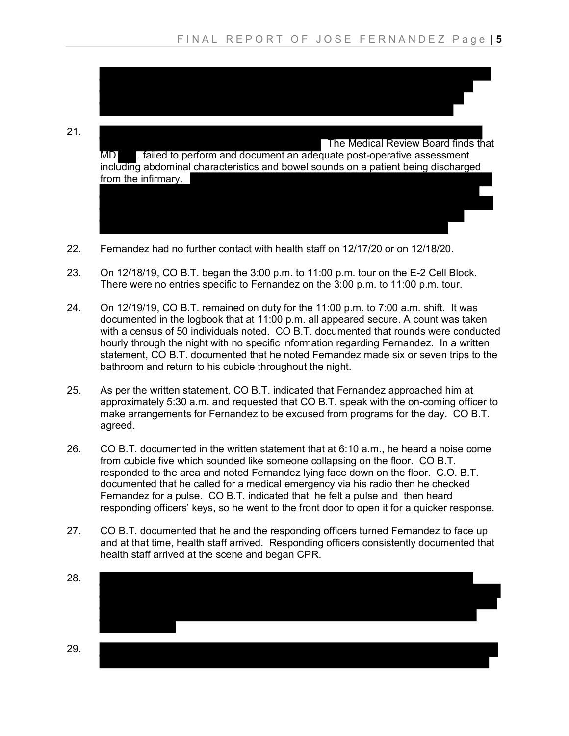21. The Medical Review Board finds that MD . failed to perform and document an adequate post-operative assessment including abdominal characteristics and bowel sounds on a patient being discharged from the infirmary.

22. Fernandez had no further contact with health staff on 12/17/20 or on 12/18/20.

23. On 12/18/19, CO B.T. began the 3:00 p.m. to 11:00 p.m. tour on the E-2 Cell Block. There were no entries specific to Fernandez on the 3:00 p.m. to 11:00 p.m. tour.

24. On 12/19/19, CO B.T. remained on duty for the 11:00 p.m. to 7:00 a.m. shift. It was documented in the logbook that at 11:00 p.m. all appeared secure. A count was taken with a census of 50 individuals noted. CO B.T. documented that rounds were conducted hourly through the night with no specific information regarding Fernandez. In a written statement, CO B.T. documented that he noted Fernandez made six or seven trips to the bathroom and return to his cubicle throughout the night.

25. As per the written statement, CO B.T. indicated that Fernandez approached him at approximately 5:30 a.m. and requested that CO B.T. speak with the on-coming officer to make arrangements for Fernandez to be excused from programs for the day. CO B.T. agreed.

26. CO B.T. documented in the written statement that at 6:10 a.m., he heard a noise come from cubicle five which sounded like someone collapsing on the floor. CO B.T. responded to the area and noted Fernandez lying face down on the floor. C.O. B.T. documented that he called for a medical emergency via his radio then he checked Fernandez for a pulse. CO B.T. indicated that he felt a pulse and then heard responding officers' keys, so he went to the front door to open it for a quicker response.

27. CO B.T. documented that he and the responding officers turned Fernandez to face up and at that time, health staff arrived. Responding officers consistently documented that health staff arrived at the scene and began CPR.

28.

29.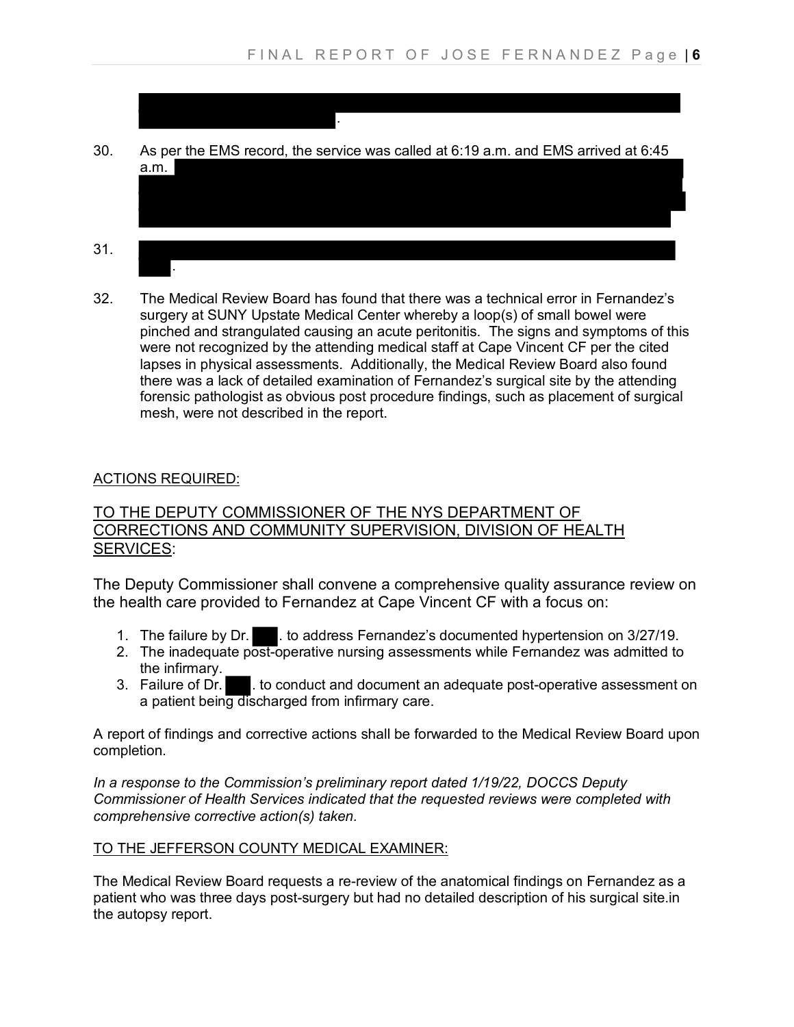.

30. As per the EMS record, the service was called at 6:19 a.m. and EMS arrived at 6:45 a.m.

31. .

32. The Medical Review Board has found that there was a technical error in Fernandez's surgery at SUNY Upstate Medical Center whereby a loop(s) of small bowel were pinched and strangulated causing an acute peritonitis. The signs and symptoms of this were not recognized by the attending medical staff at Cape Vincent CF per the cited lapses in physical assessments. Additionally, the Medical Review Board also found there was a lack of detailed examination of Fernandez's surgical site by the attending forensic pathologist as obvious post procedure findings, such as placement of surgical mesh, were not described in the report.

ACTIONS REQUIRED:

TO THE DEPUTY COMMISSIONER OF THE NYS DEPARTMENT OF CORRECTIONS AND COMMUNITY SUPERVISION, DIVISION OF HEALTH SERVICES:

The Deputy Commissioner shall convene a comprehensive quality assurance review on the health care provided to Fernandez at Cape Vincent CF with a focus on:

1. The failure by Dr. . to address Fernandez's documented hypertension on 3/27/19.
2. The inadequate post-operative nursing assessments while Fernandez was admitted to the infirmary.
3. Failure of Dr. . to conduct and document an adequate post-operative assessment on a patient being discharged from infirmary care.

A report of findings and corrective actions shall be forwarded to the Medical Review Board upon completion.

*In a response to the Commission's preliminary report dated 1/19/22, DOCCS Deputy Commissioner of Health Services indicated that the requested reviews were completed with comprehensive corrective action(s) taken.*

TO THE JEFFERSON COUNTY MEDICAL EXAMINER:

The Medical Review Board requests a re-review of the anatomical findings on Fernandez as a patient who was three days post-surgery but had no detailed description of his surgical site.in the autopsy report.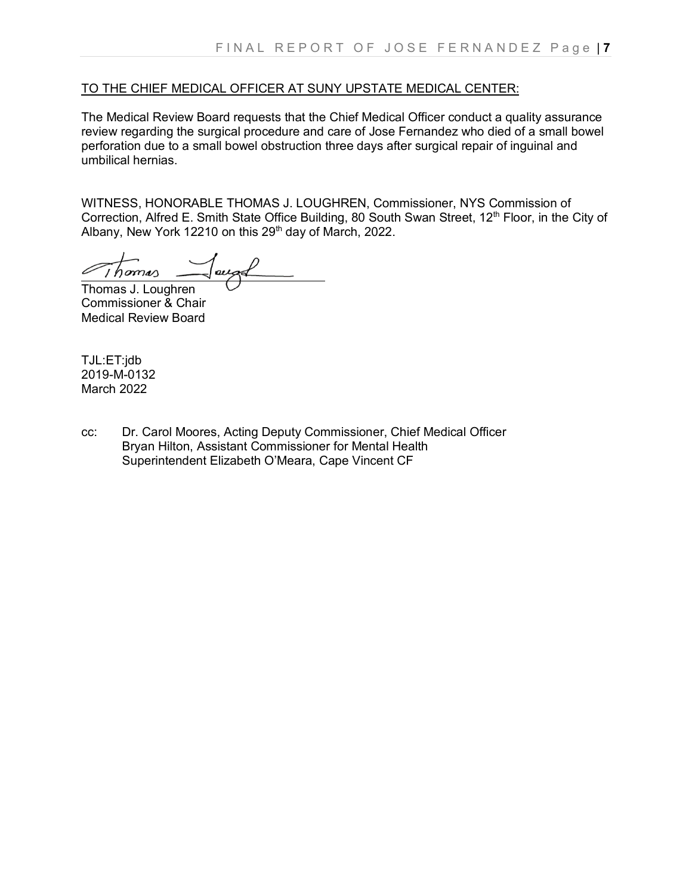TO THE CHIEF MEDICAL OFFICER AT SUNY UPSTATE MEDICAL CENTER:

The Medical Review Board requests that the Chief Medical Officer conduct a quality assurance review regarding the surgical procedure and care of Jose Fernandez who died of a small bowel perforation due to a small bowel obstruction three days after surgical repair of inguinal and umbilical hernias.

WITNESS, HONORABLE THOMAS J. LOUGHREN, Commissioner, NYS Commission of Correction, Alfred E. Smith State Office Building, 80 South Swan Street, 12th Floor, in the City of Albany, New York 12210 on this 29th day of March, 2022.

Thomas J. Loughren
Commissioner & Chair
Medical Review Board

TJL:ET:jdb
2019-M-0132
March 2022

cc: Dr. Carol Moores, Acting Deputy Commissioner, Chief Medical Officer
Bryan Hilton, Assistant Commissioner for Mental Health
Superintendent Elizabeth O'Meara, Cape Vincent CF